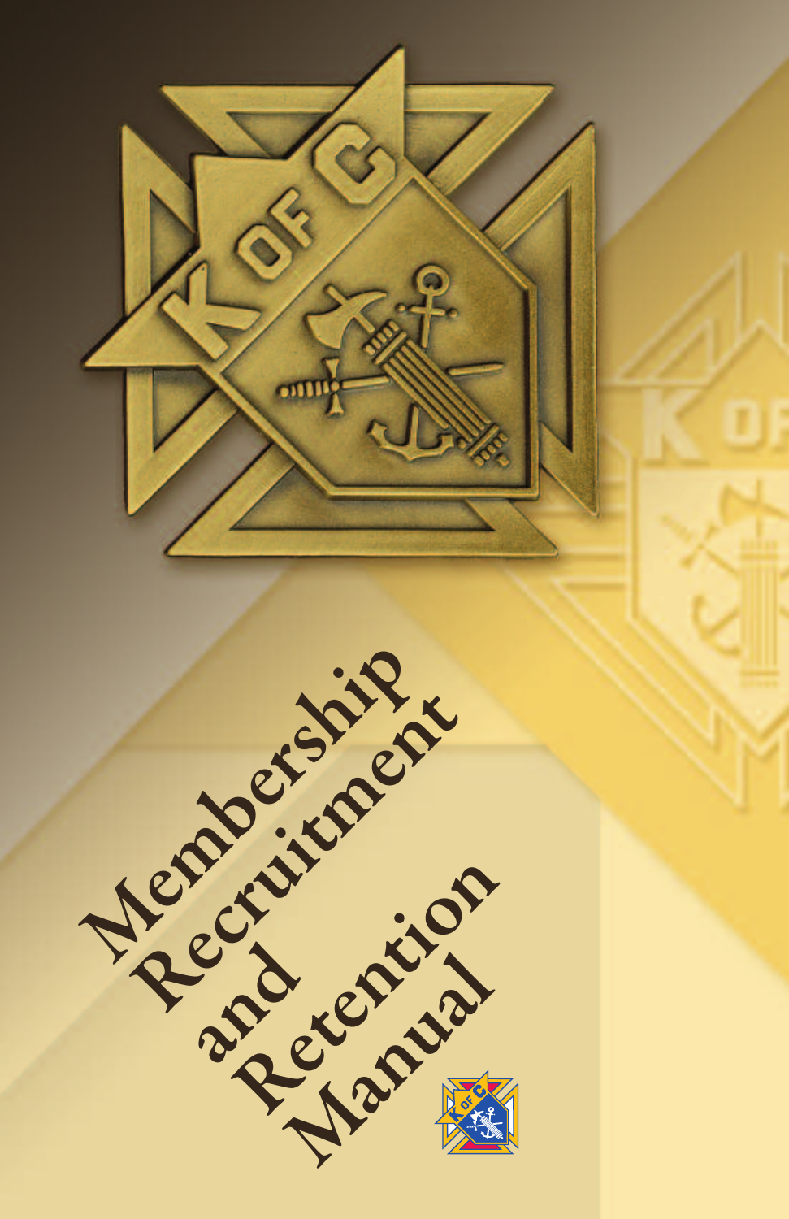# Membership Recruitment and Retention Manual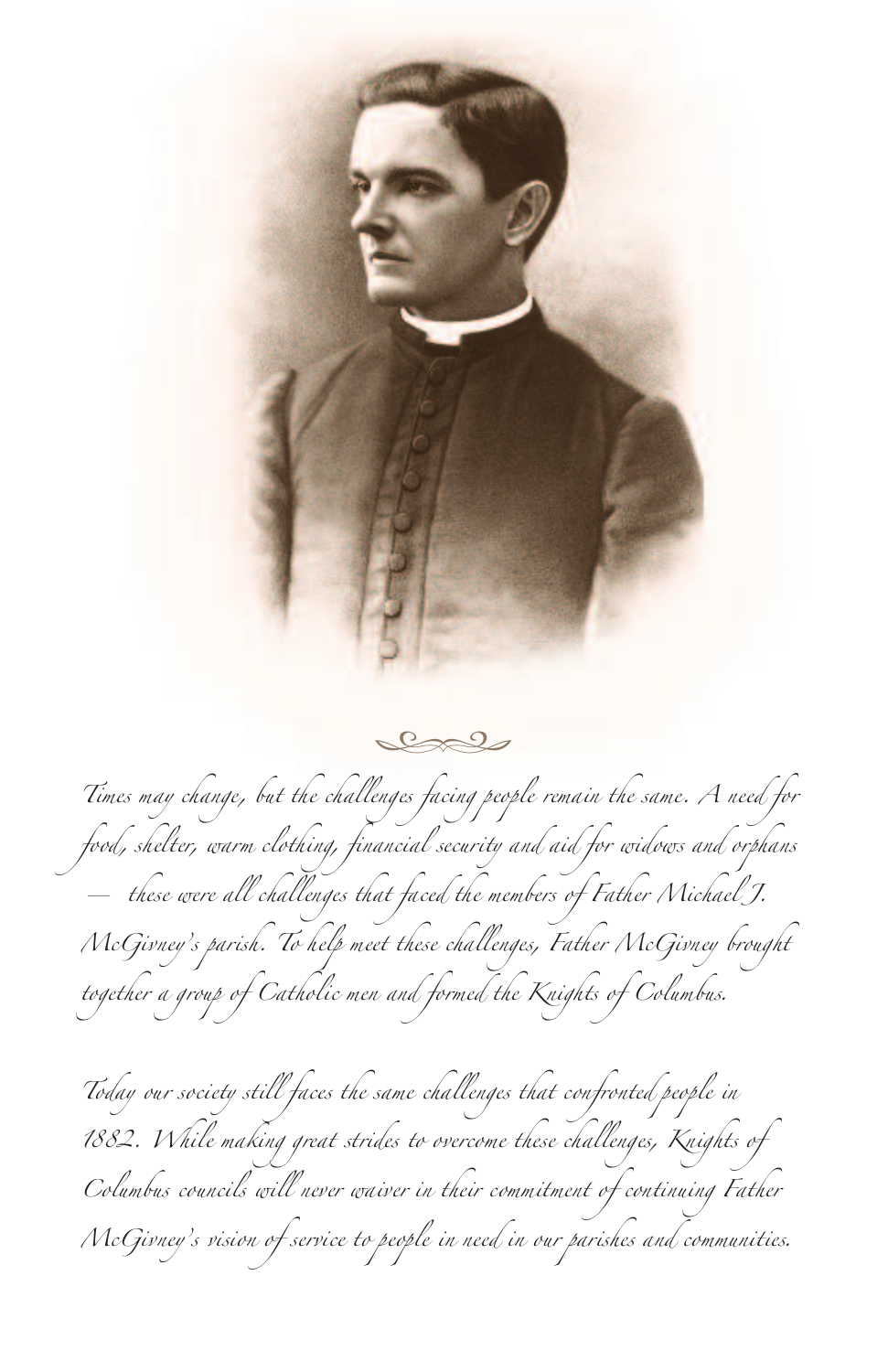*Times may change, but the challenges facing people remain the same. A need for food, shelter, warm clothing, financial security and aid for widows and orphans — these were all challenges that faced the members of Father Michael J. McGivney's parish. To help meet these challenges, Father McGivney brought together a group of Catholic men and formed the Knights of Columbus.*

*Today our society still faces the same challenges that confronted people in 1882. While making great strides to overcome these challenges, Knights of Columbus councils will never waiver in their commitment of continuing Father McGivney's vision of service to people in need in our parishes and communities.*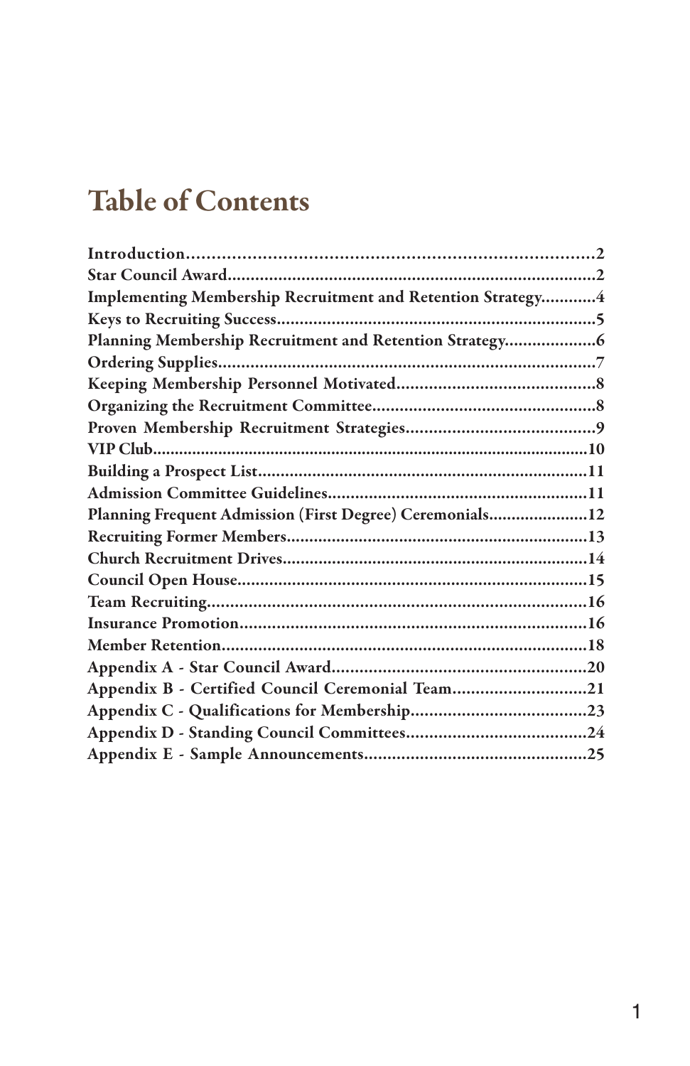# Table of Contents

**Introduction**......................................................................................2
**Star Council Award**.................................................................................2
**Implementing Membership Recruitment and Retention Strategy**............4
**Keys to Recruiting Success**......................................................................5
**Planning Membership Recruitment and Retention Strategy**....................6
**Ordering Supplies**....................................................................................7
**Keeping Membership Personnel Motivated**............................................8
**Organizing the Recruitment Committee**..................................................8
**Proven Membership Recruitment Strategies**..........................................9
**VIP Club**..................................................................................................10
**Building a Prospect List**..........................................................................11
**Admission Committee Guidelines**..........................................................11
**Planning Frequent Admission (First Degree) Ceremonials**......................12
**Recruiting Former Members**...................................................................13
**Church Recruitment Drives**....................................................................14
**Council Open House**..............................................................................15
**Team Recruiting**.....................................................................................16
**Insurance Promotion**..............................................................................16
**Member Retention**..................................................................................18
**Appendix A - Star Council Award**..........................................................20
**Appendix B - Certified Council Ceremonial Team**..................................21
**Appendix C - Qualifications for Membership**.........................................23
**Appendix D - Standing Council Committees**..........................................24
**Appendix E - Sample Announcements**...................................................25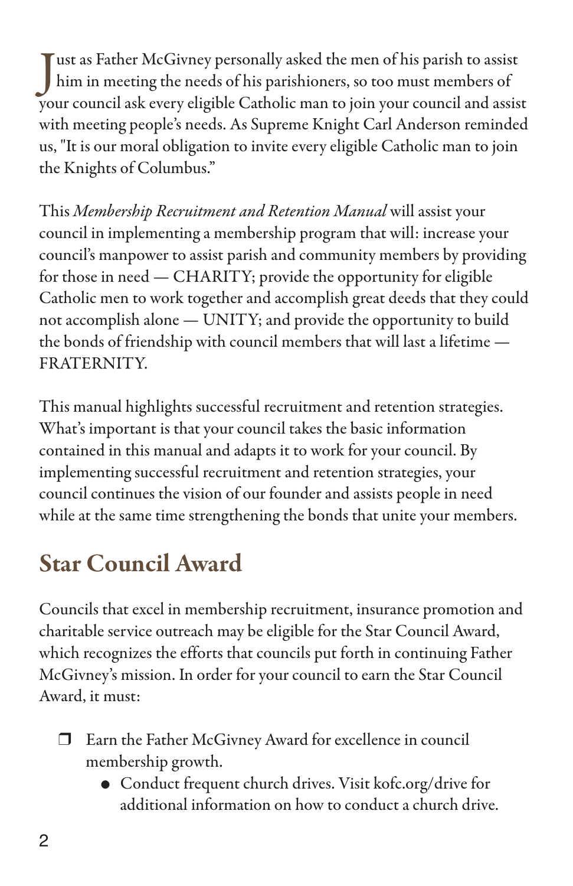Just as Father McGivney personally asked the men of his parish to assist him in meeting the needs of his parishioners, so too must members of your council ask every eligible Catholic man to join your council and assist with meeting people's needs. As Supreme Knight Carl Anderson reminded us, "It is our moral obligation to invite every eligible Catholic man to join the Knights of Columbus."

This *Membership Recruitment and Retention Manual* will assist your council in implementing a membership program that will: increase your council's manpower to assist parish and community members by providing for those in need — CHARITY; provide the opportunity for eligible Catholic men to work together and accomplish great deeds that they could not accomplish alone — UNITY; and provide the opportunity to build the bonds of friendship with council members that will last a lifetime — FRATERNITY.

This manual highlights successful recruitment and retention strategies. What's important is that your council takes the basic information contained in this manual and adapts it to work for your council. By implementing successful recruitment and retention strategies, your council continues the vision of our founder and assists people in need while at the same time strengthening the bonds that unite your members.

## Star Council Award

Councils that excel in membership recruitment, insurance promotion and charitable service outreach may be eligible for the Star Council Award, which recognizes the efforts that councils put forth in continuing Father McGivney's mission. In order for your council to earn the Star Council Award, it must:

- ❒ Earn the Father McGivney Award for excellence in council membership growth.
  - Conduct frequent church drives. Visit kofc.org/drive for additional information on how to conduct a church drive.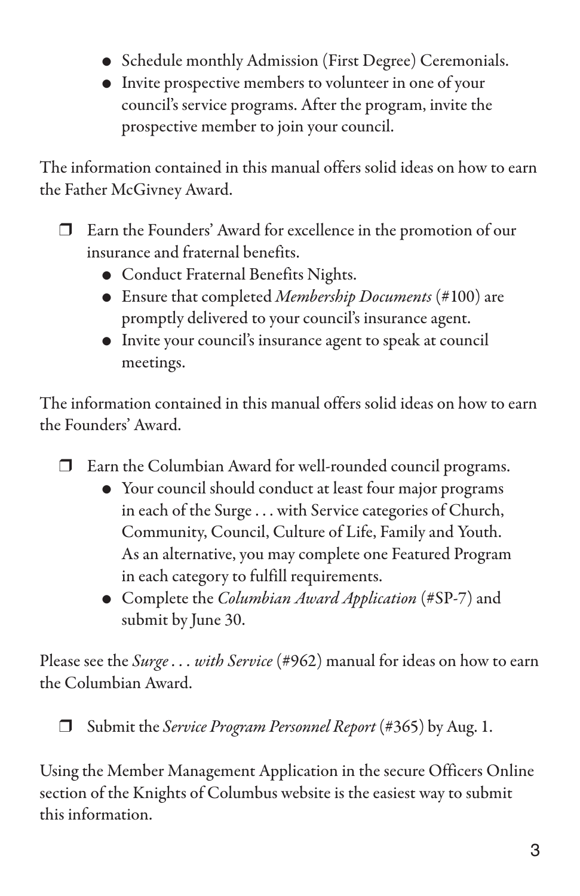- Schedule monthly Admission (First Degree) Ceremonials.
- Invite prospective members to volunteer in one of your council's service programs. After the program, invite the prospective member to join your council.

The information contained in this manual offers solid ideas on how to earn the Father McGivney Award.

- ❒ Earn the Founders' Award for excellence in the promotion of our insurance and fraternal benefits.
  - Conduct Fraternal Benefits Nights.
  - Ensure that completed *Membership Documents* (#100) are promptly delivered to your council's insurance agent.
  - Invite your council's insurance agent to speak at council meetings.

The information contained in this manual offers solid ideas on how to earn the Founders' Award.

- ❒ Earn the Columbian Award for well-rounded council programs.
  - Your council should conduct at least four major programs in each of the Surge . . . with Service categories of Church, Community, Council, Culture of Life, Family and Youth. As an alternative, you may complete one Featured Program in each category to fulfill requirements.
  - Complete the *Columbian Award Application* (#SP-7) and submit by June 30.

Please see the *Surge . . . with Service* (#962) manual for ideas on how to earn the Columbian Award.

- ❒ Submit the *Service Program Personnel Report* (#365) by Aug. 1.

Using the Member Management Application in the secure Officers Online section of the Knights of Columbus website is the easiest way to submit this information.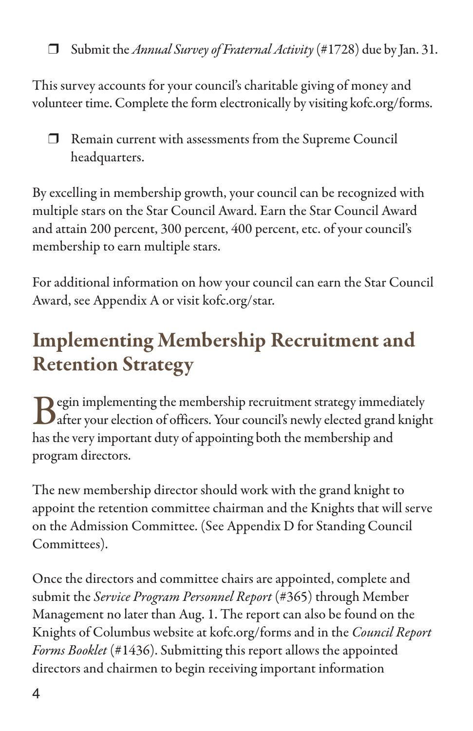- ❒ Submit the *Annual Survey of Fraternal Activity* (#1728) due by Jan. 31.

This survey accounts for your council's charitable giving of money and volunteer time. Complete the form electronically by visiting kofc.org/forms.

- ❒ Remain current with assessments from the Supreme Council headquarters.

By excelling in membership growth, your council can be recognized with multiple stars on the Star Council Award. Earn the Star Council Award and attain 200 percent, 300 percent, 400 percent, etc. of your council's membership to earn multiple stars.

For additional information on how your council can earn the Star Council Award, see Appendix A or visit kofc.org/star.

## Implementing Membership Recruitment and Retention Strategy

Begin implementing the membership recruitment strategy immediately after your election of officers. Your council's newly elected grand knight has the very important duty of appointing both the membership and program directors.

The new membership director should work with the grand knight to appoint the retention committee chairman and the Knights that will serve on the Admission Committee. (See Appendix D for Standing Council Committees).

Once the directors and committee chairs are appointed, complete and submit the *Service Program Personnel Report* (#365) through Member Management no later than Aug. 1. The report can also be found on the Knights of Columbus website at kofc.org/forms and in the *Council Report Forms Booklet* (#1436). Submitting this report allows the appointed directors and chairmen to begin receiving important information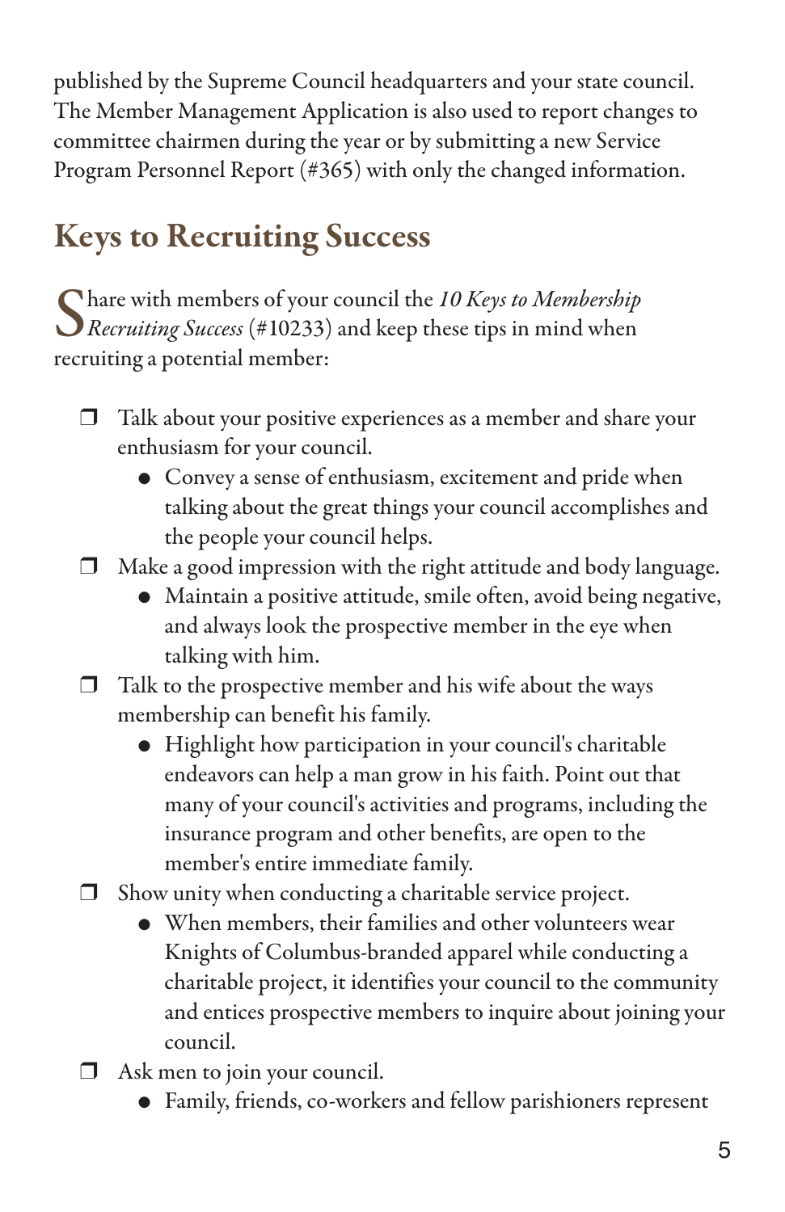published by the Supreme Council headquarters and your state council. The Member Management Application is also used to report changes to committee chairmen during the year or by submitting a new Service Program Personnel Report (#365) with only the changed information.

## Keys to Recruiting Success

Share with members of your council the *10 Keys to Membership Recruiting Success* (#10233) and keep these tips in mind when recruiting a potential member:

- ❐ Talk about your positive experiences as a member and share your enthusiasm for your council.
  - Convey a sense of enthusiasm, excitement and pride when talking about the great things your council accomplishes and the people your council helps.
- ❐ Make a good impression with the right attitude and body language.
  - Maintain a positive attitude, smile often, avoid being negative, and always look the prospective member in the eye when talking with him.
- ❐ Talk to the prospective member and his wife about the ways membership can benefit his family.
  - Highlight how participation in your council's charitable endeavors can help a man grow in his faith. Point out that many of your council's activities and programs, including the insurance program and other benefits, are open to the member's entire immediate family.
- ❐ Show unity when conducting a charitable service project.
  - When members, their families and other volunteers wear Knights of Columbus-branded apparel while conducting a charitable project, it identifies your council to the community and entices prospective members to inquire about joining your council.
- ❐ Ask men to join your council.
  - Family, friends, co-workers and fellow parishioners represent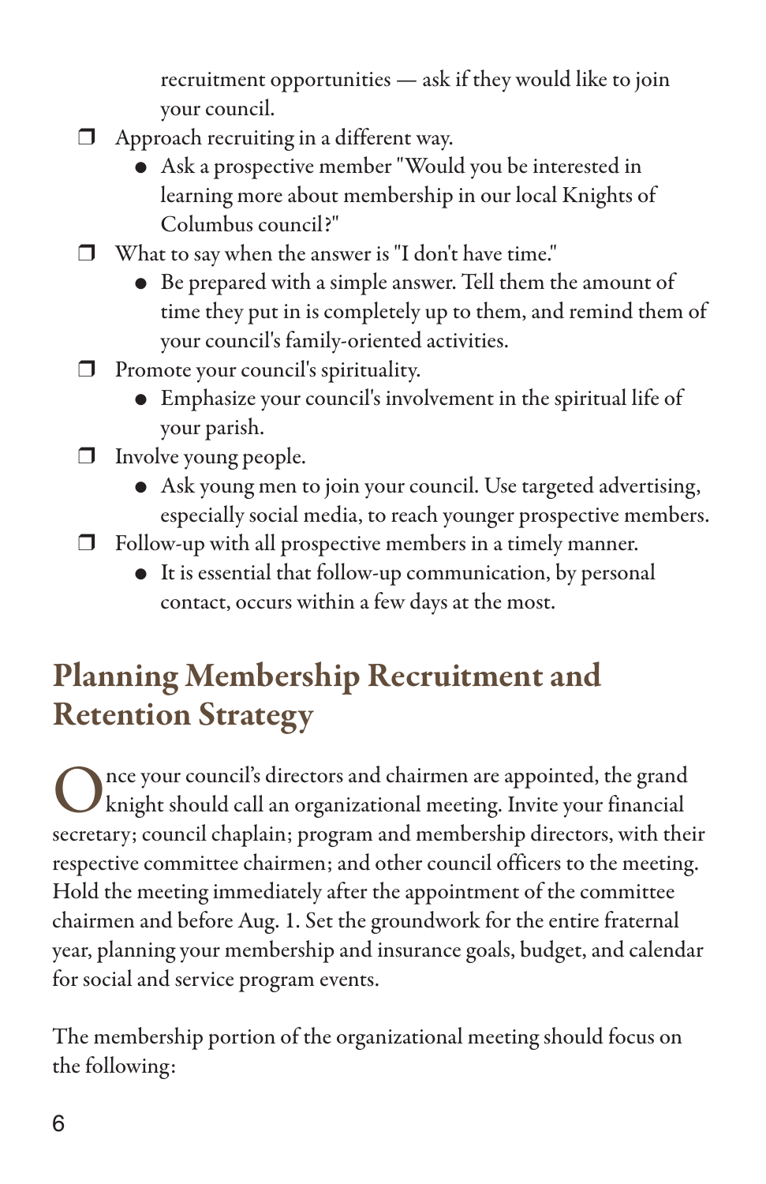recruitment opportunities — ask if they would like to join your council.

- ❒ Approach recruiting in a different way.
  - Ask a prospective member "Would you be interested in learning more about membership in our local Knights of Columbus council?"
- ❒ What to say when the answer is "I don't have time."
  - Be prepared with a simple answer. Tell them the amount of time they put in is completely up to them, and remind them of your council's family-oriented activities.
- ❒ Promote your council's spirituality.
  - Emphasize your council's involvement in the spiritual life of your parish.
- ❒ Involve young people.
  - Ask young men to join your council. Use targeted advertising, especially social media, to reach younger prospective members.
- ❒ Follow-up with all prospective members in a timely manner.
  - It is essential that follow-up communication, by personal contact, occurs within a few days at the most.

## Planning Membership Recruitment and Retention Strategy

Once your council's directors and chairmen are appointed, the grand knight should call an organizational meeting. Invite your financial secretary; council chaplain; program and membership directors, with their respective committee chairmen; and other council officers to the meeting. Hold the meeting immediately after the appointment of the committee chairmen and before Aug. 1. Set the groundwork for the entire fraternal year, planning your membership and insurance goals, budget, and calendar for social and service program events.

The membership portion of the organizational meeting should focus on the following: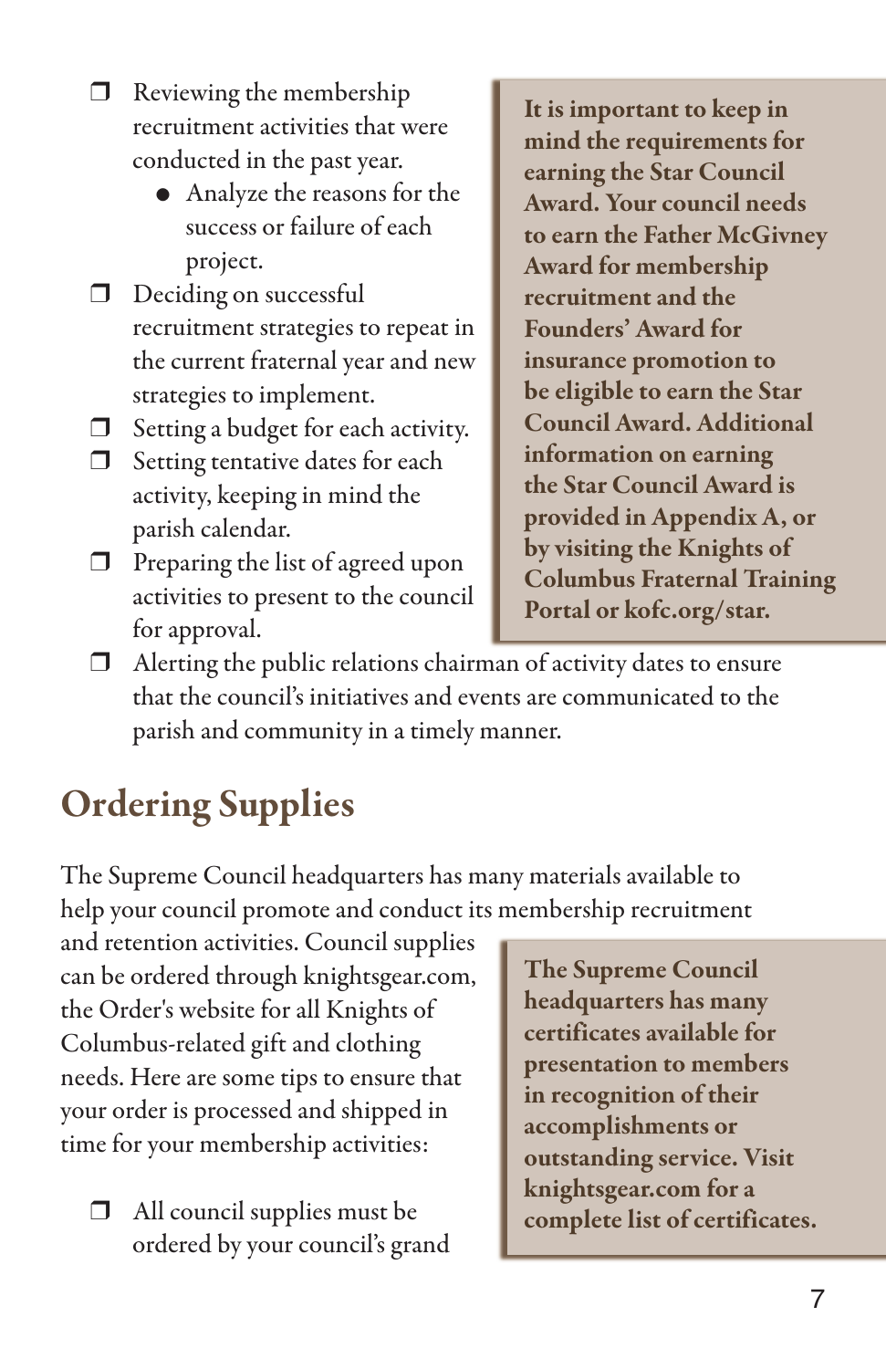- ❐ Reviewing the membership recruitment activities that were conducted in the past year.
  - Analyze the reasons for the success or failure of each project.
- ❐ Deciding on successful recruitment strategies to repeat in the current fraternal year and new strategies to implement.
- ❐ Setting a budget for each activity.
- ❐ Setting tentative dates for each activity, keeping in mind the parish calendar.
- ❐ Preparing the list of agreed upon activities to present to the council for approval.
- ❐ Alerting the public relations chairman of activity dates to ensure that the council's initiatives and events are communicated to the parish and community in a timely manner.

**It is important to keep in mind the requirements for earning the Star Council Award. Your council needs to earn the Father McGivney Award for membership recruitment and the Founders' Award for insurance promotion to be eligible to earn the Star Council Award. Additional information on earning the Star Council Award is provided in Appendix A, or by visiting the Knights of Columbus Fraternal Training Portal or kofc.org/star.**

## Ordering Supplies

The Supreme Council headquarters has many materials available to help your council promote and conduct its membership recruitment and retention activities. Council supplies can be ordered through knightsgear.com, the Order's website for all Knights of Columbus-related gift and clothing needs. Here are some tips to ensure that your order is processed and shipped in time for your membership activities:

- ❐ All council supplies must be ordered by your council's grand

**The Supreme Council headquarters has many certificates available for presentation to members in recognition of their accomplishments or outstanding service. Visit knightsgear.com for a complete list of certificates.**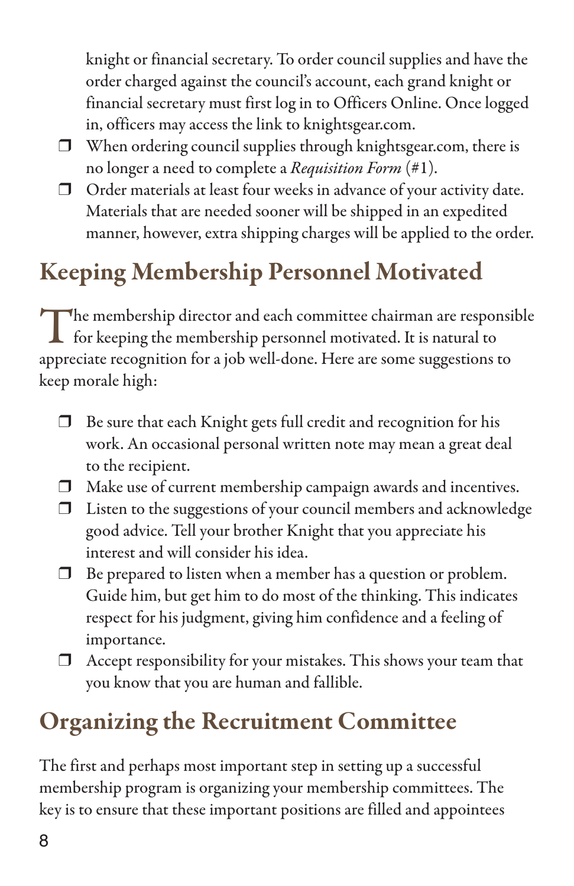knight or financial secretary. To order council supplies and have the order charged against the council's account, each grand knight or financial secretary must first log in to Officers Online. Once logged in, officers may access the link to knightsgear.com.

- ❒ When ordering council supplies through knightsgear.com, there is no longer a need to complete a *Requisition Form* (#1).
- ❒ Order materials at least four weeks in advance of your activity date. Materials that are needed sooner will be shipped in an expedited manner, however, extra shipping charges will be applied to the order.

## Keeping Membership Personnel Motivated

The membership director and each committee chairman are responsible for keeping the membership personnel motivated. It is natural to appreciate recognition for a job well-done. Here are some suggestions to keep morale high:

- ❒ Be sure that each Knight gets full credit and recognition for his work. An occasional personal written note may mean a great deal to the recipient.
- ❒ Make use of current membership campaign awards and incentives.
- ❒ Listen to the suggestions of your council members and acknowledge good advice. Tell your brother Knight that you appreciate his interest and will consider his idea.
- ❒ Be prepared to listen when a member has a question or problem. Guide him, but get him to do most of the thinking. This indicates respect for his judgment, giving him confidence and a feeling of importance.
- ❒ Accept responsibility for your mistakes. This shows your team that you know that you are human and fallible.

## Organizing the Recruitment Committee

The first and perhaps most important step in setting up a successful membership program is organizing your membership committees. The key is to ensure that these important positions are filled and appointees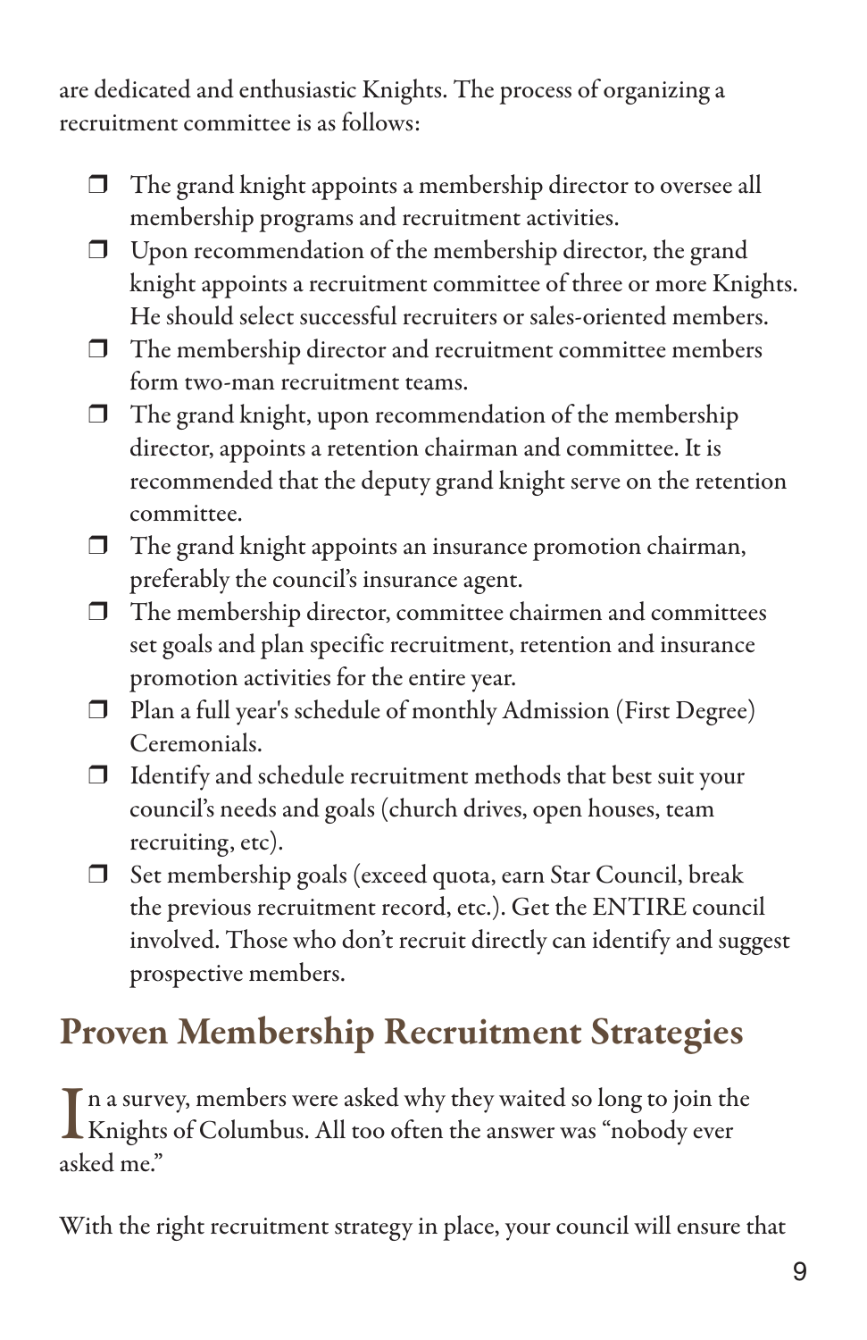are dedicated and enthusiastic Knights. The process of organizing a recruitment committee is as follows:

- ❒ The grand knight appoints a membership director to oversee all membership programs and recruitment activities.
- ❒ Upon recommendation of the membership director, the grand knight appoints a recruitment committee of three or more Knights. He should select successful recruiters or sales-oriented members.
- ❒ The membership director and recruitment committee members form two-man recruitment teams.
- ❒ The grand knight, upon recommendation of the membership director, appoints a retention chairman and committee. It is recommended that the deputy grand knight serve on the retention committee.
- ❒ The grand knight appoints an insurance promotion chairman, preferably the council's insurance agent.
- ❒ The membership director, committee chairmen and committees set goals and plan specific recruitment, retention and insurance promotion activities for the entire year.
- ❒ Plan a full year's schedule of monthly Admission (First Degree) Ceremonials.
- ❒ Identify and schedule recruitment methods that best suit your council's needs and goals (church drives, open houses, team recruiting, etc).
- ❒ Set membership goals (exceed quota, earn Star Council, break the previous recruitment record, etc.). Get the ENTIRE council involved. Those who don't recruit directly can identify and suggest prospective members.

## Proven Membership Recruitment Strategies

In a survey, members were asked why they waited so long to join the Knights of Columbus. All too often the answer was "nobody ever asked me."

With the right recruitment strategy in place, your council will ensure that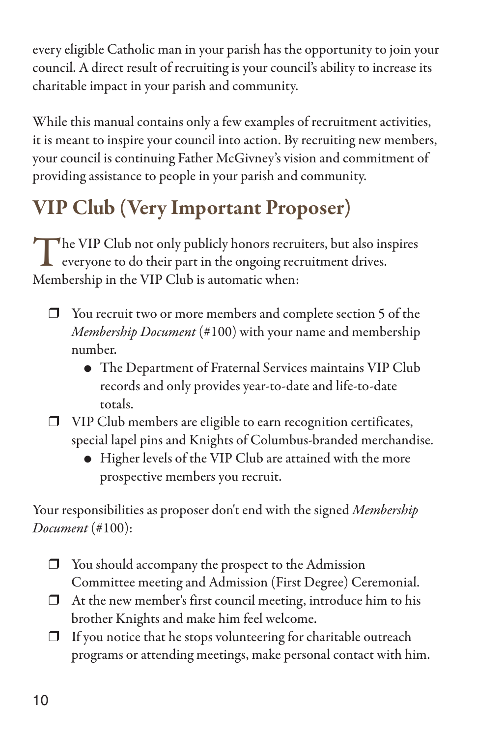every eligible Catholic man in your parish has the opportunity to join your council. A direct result of recruiting is your council's ability to increase its charitable impact in your parish and community.

While this manual contains only a few examples of recruitment activities, it is meant to inspire your council into action. By recruiting new members, your council is continuing Father McGivney's vision and commitment of providing assistance to people in your parish and community.

## VIP Club (Very Important Proposer)

The VIP Club not only publicly honors recruiters, but also inspires everyone to do their part in the ongoing recruitment drives. Membership in the VIP Club is automatic when:

- ❒ You recruit two or more members and complete section 5 of the *Membership Document* (#100) with your name and membership number.
  - The Department of Fraternal Services maintains VIP Club records and only provides year-to-date and life-to-date totals.
- ❒ VIP Club members are eligible to earn recognition certificates, special lapel pins and Knights of Columbus-branded merchandise.
  - Higher levels of the VIP Club are attained with the more prospective members you recruit.

Your responsibilities as proposer don't end with the signed *Membership Document* (#100):

- ❒ You should accompany the prospect to the Admission Committee meeting and Admission (First Degree) Ceremonial.
- ❒ At the new member's first council meeting, introduce him to his brother Knights and make him feel welcome.
- ❒ If you notice that he stops volunteering for charitable outreach programs or attending meetings, make personal contact with him.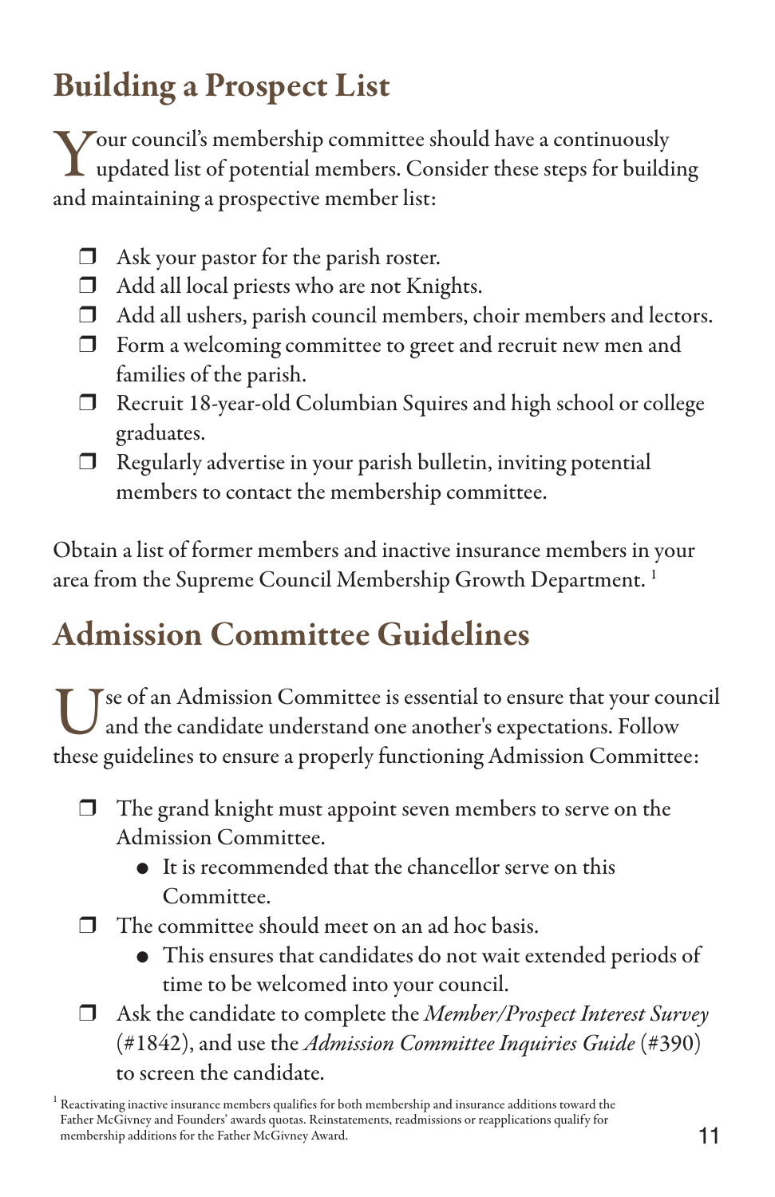## Building a Prospect List

Your council's membership committee should have a continuously updated list of potential members. Consider these steps for building and maintaining a prospective member list:

- ❒ Ask your pastor for the parish roster.
- ❒ Add all local priests who are not Knights.
- ❒ Add all ushers, parish council members, choir members and lectors.
- ❒ Form a welcoming committee to greet and recruit new men and families of the parish.
- ❒ Recruit 18-year-old Columbian Squires and high school or college graduates.
- ❒ Regularly advertise in your parish bulletin, inviting potential members to contact the membership committee.

Obtain a list of former members and inactive insurance members in your area from the Supreme Council Membership Growth Department. [1]

## Admission Committee Guidelines

Use of an Admission Committee is essential to ensure that your council and the candidate understand one another's expectations. Follow these guidelines to ensure a properly functioning Admission Committee:

- ❒ The grand knight must appoint seven members to serve on the Admission Committee.
  - It is recommended that the chancellor serve on this Committee.
- ❒ The committee should meet on an ad hoc basis.
  - This ensures that candidates do not wait extended periods of time to be welcomed into your council.
- ❒ Ask the candidate to complete the *Member/Prospect Interest Survey* (#1842), and use the *Admission Committee Inquiries Guide* (#390) to screen the candidate.

[1] Reactivating inactive insurance members qualifies for both membership and insurance additions toward the Father McGivney and Founders' awards quotas. Reinstatements, readmissions or reapplications qualify for membership additions for the Father McGivney Award.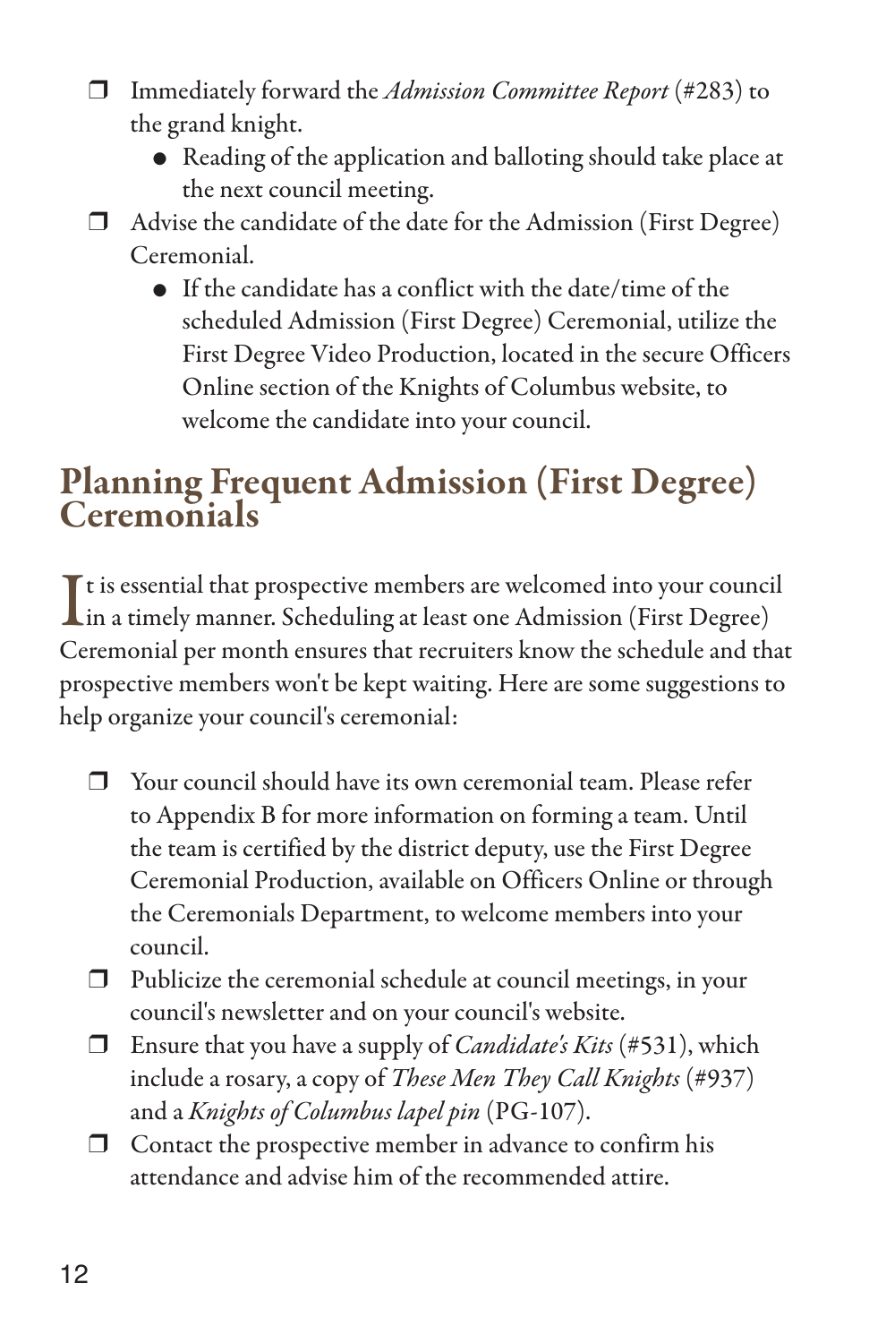- ❐ Immediately forward the *Admission Committee Report* (#283) to the grand knight.
  - Reading of the application and balloting should take place at the next council meeting.
- ❐ Advise the candidate of the date for the Admission (First Degree) Ceremonial.
  - If the candidate has a conflict with the date/time of the scheduled Admission (First Degree) Ceremonial, utilize the First Degree Video Production, located in the secure Officers Online section of the Knights of Columbus website, to welcome the candidate into your council.

## Planning Frequent Admission (First Degree) Ceremonials

It is essential that prospective members are welcomed into your council in a timely manner. Scheduling at least one Admission (First Degree) Ceremonial per month ensures that recruiters know the schedule and that prospective members won't be kept waiting. Here are some suggestions to help organize your council's ceremonial:

- ❐ Your council should have its own ceremonial team. Please refer to Appendix B for more information on forming a team. Until the team is certified by the district deputy, use the First Degree Ceremonial Production, available on Officers Online or through the Ceremonials Department, to welcome members into your council.
- ❐ Publicize the ceremonial schedule at council meetings, in your council's newsletter and on your council's website.
- ❐ Ensure that you have a supply of *Candidate's Kits* (#531), which include a rosary, a copy of *These Men They Call Knights* (#937) and a *Knights of Columbus lapel pin* (PG-107).
- ❐ Contact the prospective member in advance to confirm his attendance and advise him of the recommended attire.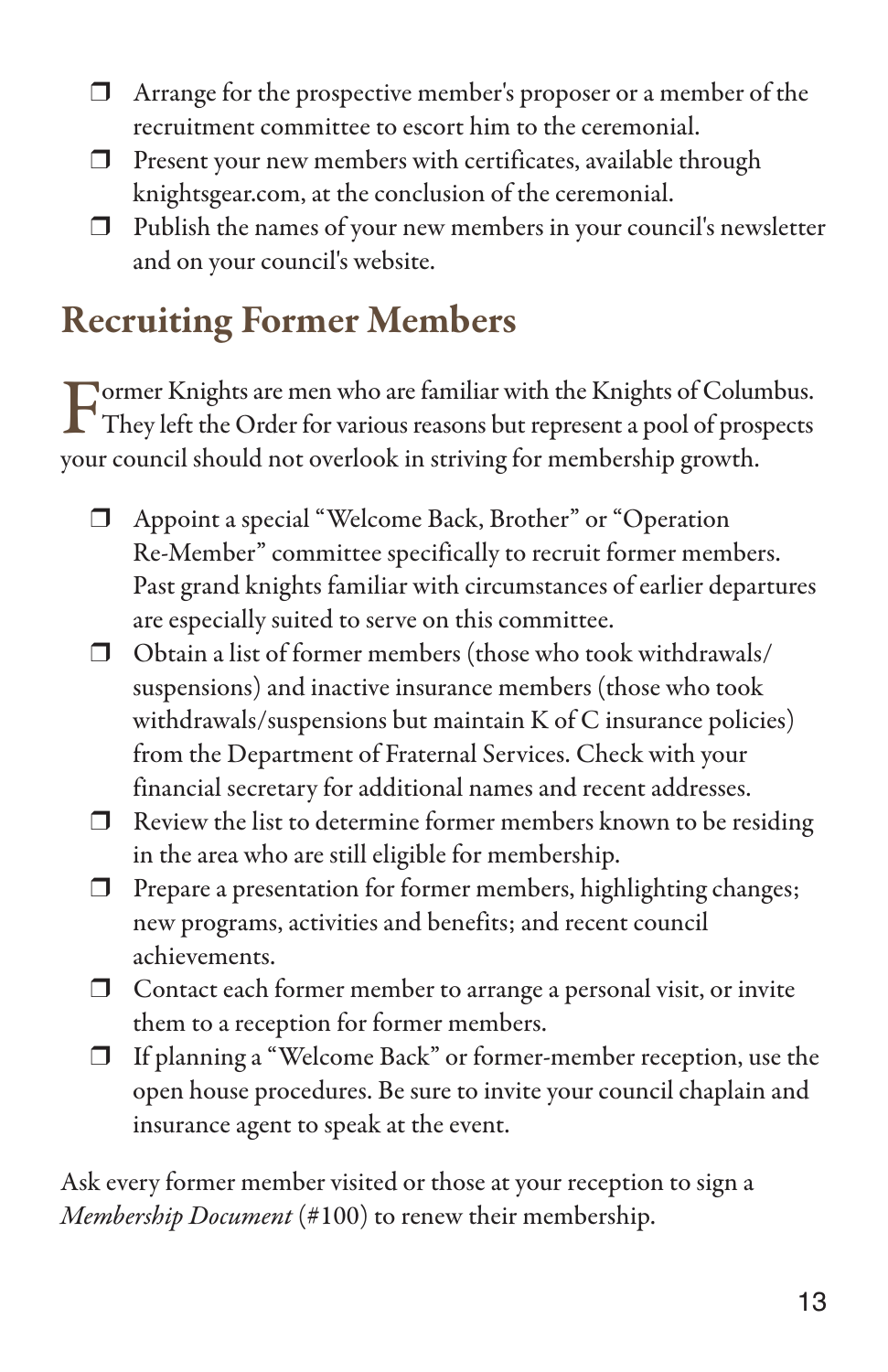- ❒ Arrange for the prospective member's proposer or a member of the recruitment committee to escort him to the ceremonial.
- ❒ Present your new members with certificates, available through knightsgear.com, at the conclusion of the ceremonial.
- ❒ Publish the names of your new members in your council's newsletter and on your council's website.

## Recruiting Former Members

Former Knights are men who are familiar with the Knights of Columbus. They left the Order for various reasons but represent a pool of prospects your council should not overlook in striving for membership growth.

- ❒ Appoint a special "Welcome Back, Brother" or "Operation Re-Member" committee specifically to recruit former members. Past grand knights familiar with circumstances of earlier departures are especially suited to serve on this committee.
- ❒ Obtain a list of former members (those who took withdrawals/suspensions) and inactive insurance members (those who took withdrawals/suspensions but maintain K of C insurance policies) from the Department of Fraternal Services. Check with your financial secretary for additional names and recent addresses.
- ❒ Review the list to determine former members known to be residing in the area who are still eligible for membership.
- ❒ Prepare a presentation for former members, highlighting changes; new programs, activities and benefits; and recent council achievements.
- ❒ Contact each former member to arrange a personal visit, or invite them to a reception for former members.
- ❒ If planning a "Welcome Back" or former-member reception, use the open house procedures. Be sure to invite your council chaplain and insurance agent to speak at the event.

Ask every former member visited or those at your reception to sign a *Membership Document* (#100) to renew their membership.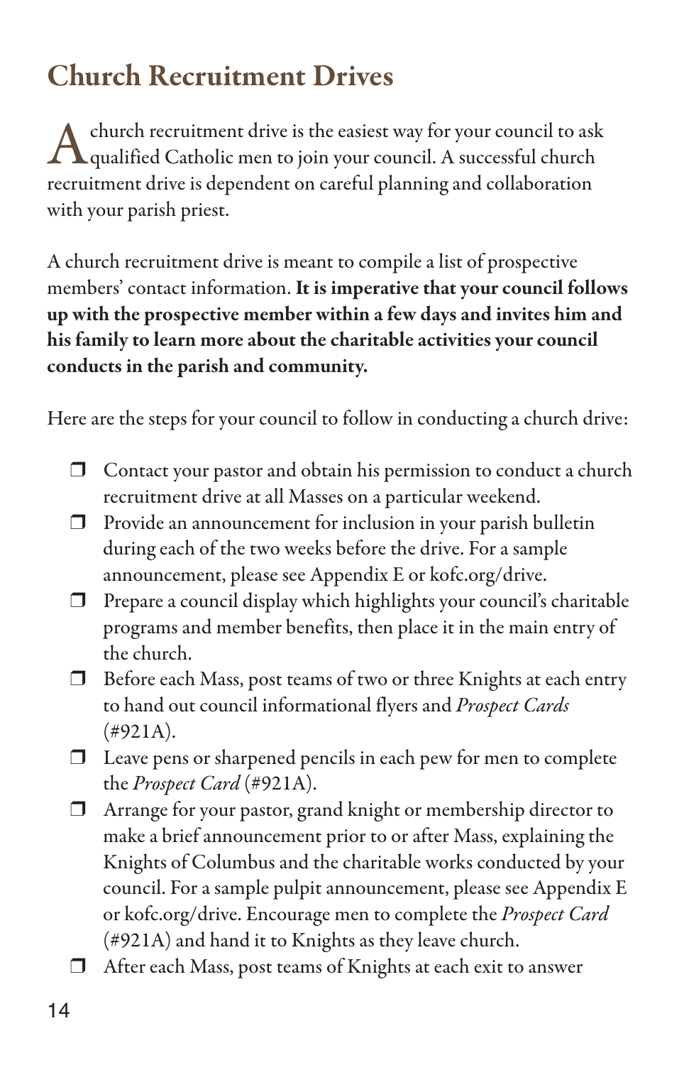## Church Recruitment Drives

A church recruitment drive is the easiest way for your council to ask qualified Catholic men to join your council. A successful church recruitment drive is dependent on careful planning and collaboration with your parish priest.

A church recruitment drive is meant to compile a list of prospective members' contact information. **It is imperative that your council follows up with the prospective member within a few days and invites him and his family to learn more about the charitable activities your council conducts in the parish and community.**

Here are the steps for your council to follow in conducting a church drive:

- ❒ Contact your pastor and obtain his permission to conduct a church recruitment drive at all Masses on a particular weekend.
- ❒ Provide an announcement for inclusion in your parish bulletin during each of the two weeks before the drive. For a sample announcement, please see Appendix E or kofc.org/drive.
- ❒ Prepare a council display which highlights your council's charitable programs and member benefits, then place it in the main entry of the church.
- ❒ Before each Mass, post teams of two or three Knights at each entry to hand out council informational flyers and *Prospect Cards* (#921A).
- ❒ Leave pens or sharpened pencils in each pew for men to complete the *Prospect Card* (#921A).
- ❒ Arrange for your pastor, grand knight or membership director to make a brief announcement prior to or after Mass, explaining the Knights of Columbus and the charitable works conducted by your council. For a sample pulpit announcement, please see Appendix E or kofc.org/drive. Encourage men to complete the *Prospect Card* (#921A) and hand it to Knights as they leave church.
- ❒ After each Mass, post teams of Knights at each exit to answer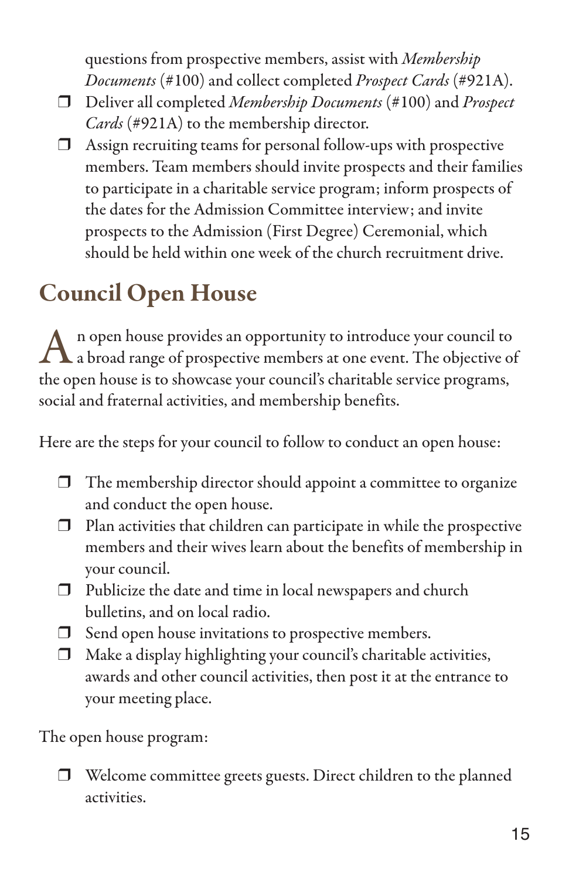questions from prospective members, assist with *Membership Documents* (#100) and collect completed *Prospect Cards* (#921A).

- ❒ Deliver all completed *Membership Documents* (#100) and *Prospect Cards* (#921A) to the membership director.
- ❒ Assign recruiting teams for personal follow-ups with prospective members. Team members should invite prospects and their families to participate in a charitable service program; inform prospects of the dates for the Admission Committee interview; and invite prospects to the Admission (First Degree) Ceremonial, which should be held within one week of the church recruitment drive.

## Council Open House

An open house provides an opportunity to introduce your council to a broad range of prospective members at one event. The objective of the open house is to showcase your council's charitable service programs, social and fraternal activities, and membership benefits.

Here are the steps for your council to follow to conduct an open house:

- ❒ The membership director should appoint a committee to organize and conduct the open house.
- ❒ Plan activities that children can participate in while the prospective members and their wives learn about the benefits of membership in your council.
- ❒ Publicize the date and time in local newspapers and church bulletins, and on local radio.
- ❒ Send open house invitations to prospective members.
- ❒ Make a display highlighting your council's charitable activities, awards and other council activities, then post it at the entrance to your meeting place.

The open house program:

- ❒ Welcome committee greets guests. Direct children to the planned activities.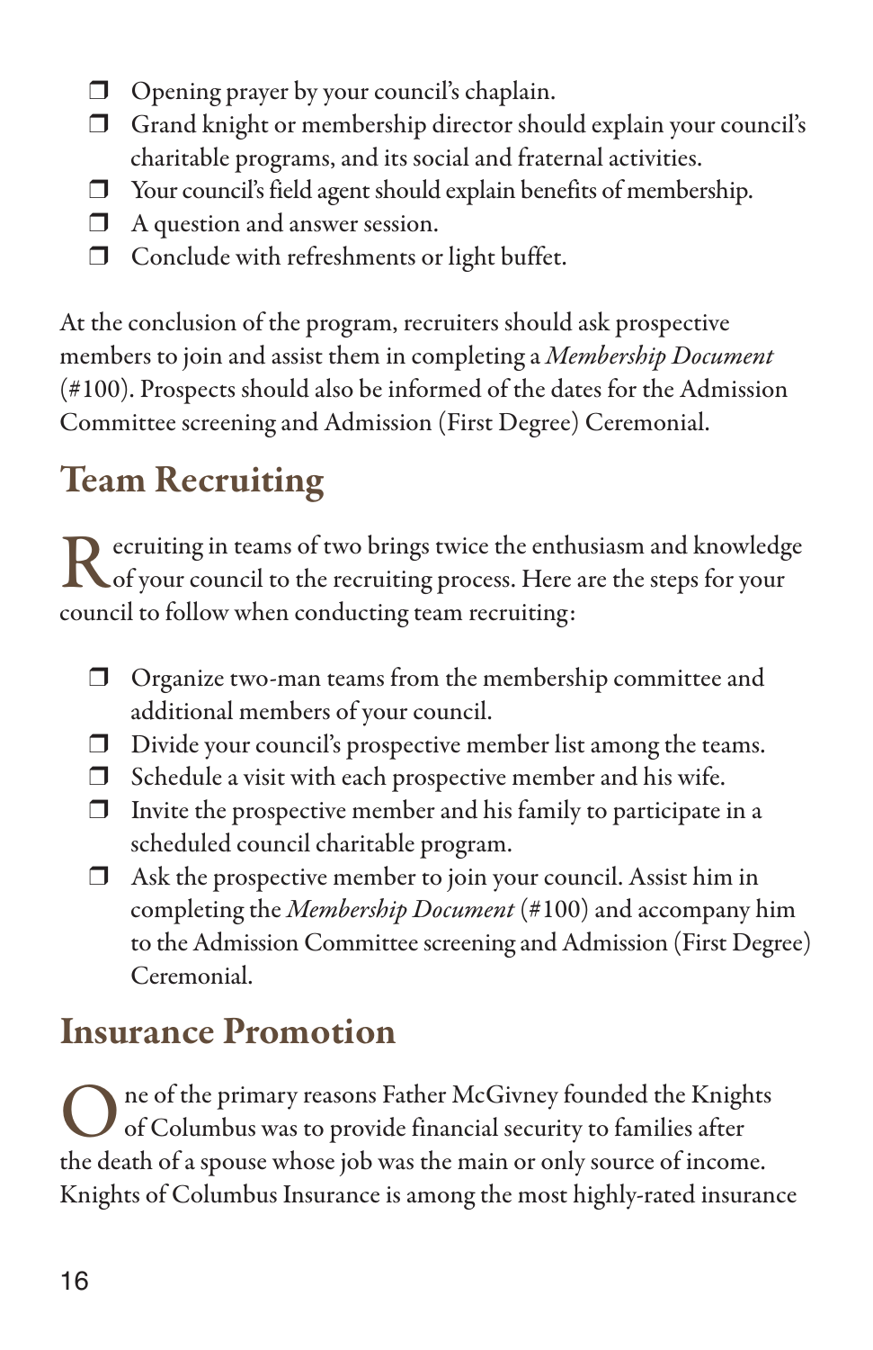- ❒ Opening prayer by your council's chaplain.
- ❒ Grand knight or membership director should explain your council's charitable programs, and its social and fraternal activities.
- ❒ Your council's field agent should explain benefits of membership.
- ❒ A question and answer session.
- ❒ Conclude with refreshments or light buffet.

At the conclusion of the program, recruiters should ask prospective members to join and assist them in completing a *Membership Document* (#100). Prospects should also be informed of the dates for the Admission Committee screening and Admission (First Degree) Ceremonial.

## Team Recruiting

Recruiting in teams of two brings twice the enthusiasm and knowledge of your council to the recruiting process. Here are the steps for your council to follow when conducting team recruiting:

- ❒ Organize two-man teams from the membership committee and additional members of your council.
- ❒ Divide your council's prospective member list among the teams.
- ❒ Schedule a visit with each prospective member and his wife.
- ❒ Invite the prospective member and his family to participate in a scheduled council charitable program.
- ❒ Ask the prospective member to join your council. Assist him in completing the *Membership Document* (#100) and accompany him to the Admission Committee screening and Admission (First Degree) Ceremonial.

## Insurance Promotion

One of the primary reasons Father McGivney founded the Knights of Columbus was to provide financial security to families after the death of a spouse whose job was the main or only source of income. Knights of Columbus Insurance is among the most highly-rated insurance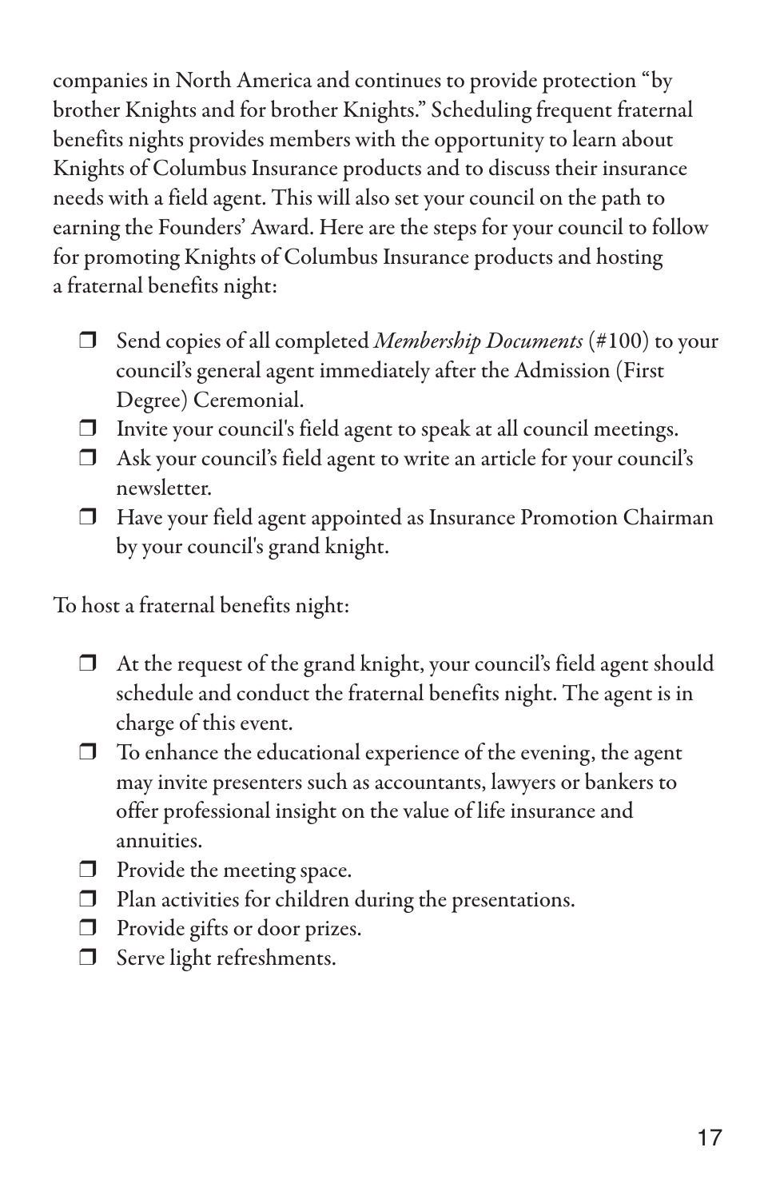companies in North America and continues to provide protection "by brother Knights and for brother Knights." Scheduling frequent fraternal benefits nights provides members with the opportunity to learn about Knights of Columbus Insurance products and to discuss their insurance needs with a field agent. This will also set your council on the path to earning the Founders' Award. Here are the steps for your council to follow for promoting Knights of Columbus Insurance products and hosting a fraternal benefits night:

- ❒ Send copies of all completed *Membership Documents* (#100) to your council's general agent immediately after the Admission (First Degree) Ceremonial.
- ❒ Invite your council's field agent to speak at all council meetings.
- ❒ Ask your council's field agent to write an article for your council's newsletter.
- ❒ Have your field agent appointed as Insurance Promotion Chairman by your council's grand knight.

To host a fraternal benefits night:

- ❒ At the request of the grand knight, your council's field agent should schedule and conduct the fraternal benefits night. The agent is in charge of this event.
- ❒ To enhance the educational experience of the evening, the agent may invite presenters such as accountants, lawyers or bankers to offer professional insight on the value of life insurance and annuities.
- ❒ Provide the meeting space.
- ❒ Plan activities for children during the presentations.
- ❒ Provide gifts or door prizes.
- ❒ Serve light refreshments.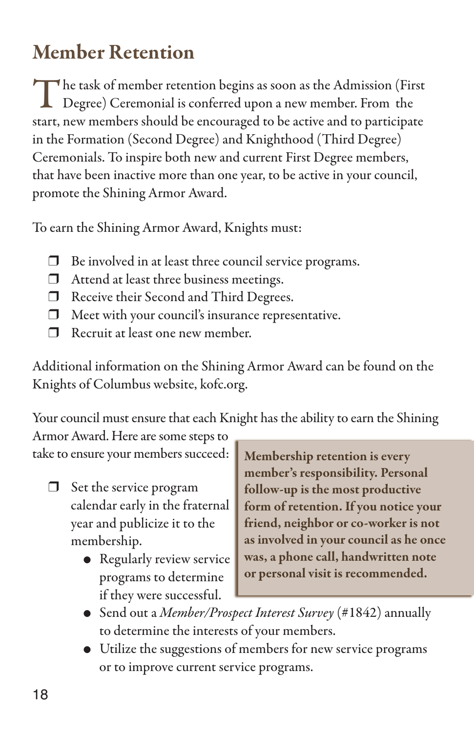# Member Retention

The task of member retention begins as soon as the Admission (First Degree) Ceremonial is conferred upon a new member. From the start, new members should be encouraged to be active and to participate in the Formation (Second Degree) and Knighthood (Third Degree) Ceremonials. To inspire both new and current First Degree members, that have been inactive more than one year, to be active in your council, promote the Shining Armor Award.

To earn the Shining Armor Award, Knights must:

- ❒ Be involved in at least three council service programs.
- ❒ Attend at least three business meetings.
- ❒ Receive their Second and Third Degrees.
- ❒ Meet with your council's insurance representative.
- ❒ Recruit at least one new member.

Additional information on the Shining Armor Award can be found on the Knights of Columbus website, kofc.org.

Your council must ensure that each Knight has the ability to earn the Shining Armor Award. Here are some steps to take to ensure your members succeed:

> **Membership retention is every member's responsibility. Personal follow-up is the most productive form of retention. If you notice your friend, neighbor or co-worker is not as involved in your council as he once was, a phone call, handwritten note or personal visit is recommended.**

- ❒ Set the service program calendar early in the fraternal year and publicize it to the membership.
  - Regularly review service programs to determine if they were successful.
  - Send out a *Member/Prospect Interest Survey* (#1842) annually to determine the interests of your members.
  - Utilize the suggestions of members for new service programs or to improve current service programs.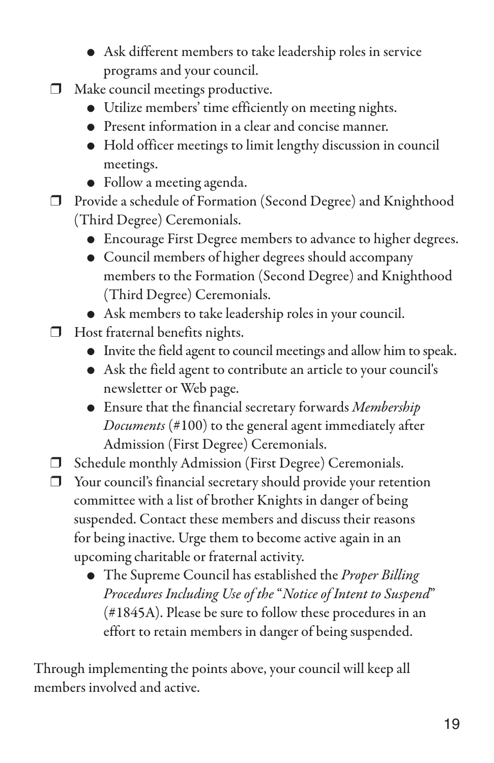- Ask different members to take leadership roles in service programs and your council.
- ❒ Make council meetings productive.
    - Utilize members' time efficiently on meeting nights.
    - Present information in a clear and concise manner.
    - Hold officer meetings to limit lengthy discussion in council meetings.
    - Follow a meeting agenda.
- ❒ Provide a schedule of Formation (Second Degree) and Knighthood (Third Degree) Ceremonials.
    - Encourage First Degree members to advance to higher degrees.
    - Council members of higher degrees should accompany members to the Formation (Second Degree) and Knighthood (Third Degree) Ceremonials.
    - Ask members to take leadership roles in your council.
- ❒ Host fraternal benefits nights.
    - Invite the field agent to council meetings and allow him to speak.
    - Ask the field agent to contribute an article to your council's newsletter or Web page.
    - Ensure that the financial secretary forwards *Membership Documents* (#100) to the general agent immediately after Admission (First Degree) Ceremonials.
- ❒ Schedule monthly Admission (First Degree) Ceremonials.
- ❒ Your council's financial secretary should provide your retention committee with a list of brother Knights in danger of being suspended. Contact these members and discuss their reasons for being inactive. Urge them to become active again in an upcoming charitable or fraternal activity.
    - The Supreme Council has established the *Proper Billing Procedures Including Use of the "Notice of Intent to Suspend"* (#1845A). Please be sure to follow these procedures in an effort to retain members in danger of being suspended.

Through implementing the points above, your council will keep all members involved and active.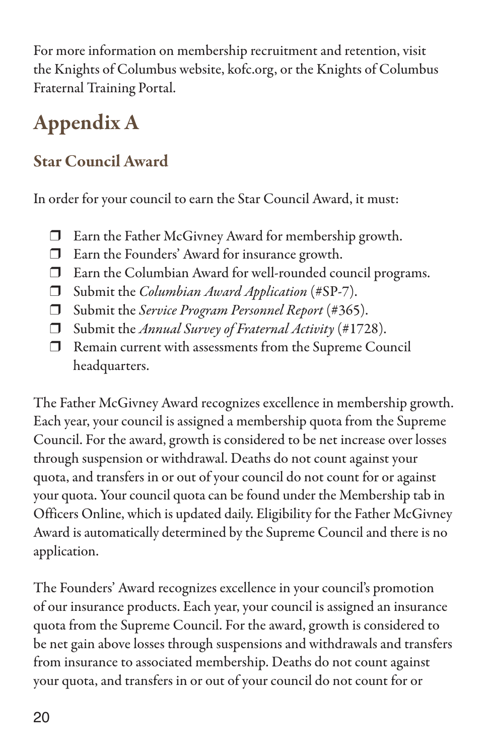For more information on membership recruitment and retention, visit the Knights of Columbus website, kofc.org, or the Knights of Columbus Fraternal Training Portal.

# Appendix A

## Star Council Award

In order for your council to earn the Star Council Award, it must:

- ❒ Earn the Father McGivney Award for membership growth.
- ❒ Earn the Founders' Award for insurance growth.
- ❒ Earn the Columbian Award for well-rounded council programs.
- ❒ Submit the *Columbian Award Application* (#SP-7).
- ❒ Submit the *Service Program Personnel Report* (#365).
- ❒ Submit the *Annual Survey of Fraternal Activity* (#1728).
- ❒ Remain current with assessments from the Supreme Council headquarters.

The Father McGivney Award recognizes excellence in membership growth. Each year, your council is assigned a membership quota from the Supreme Council. For the award, growth is considered to be net increase over losses through suspension or withdrawal. Deaths do not count against your quota, and transfers in or out of your council do not count for or against your quota. Your council quota can be found under the Membership tab in Officers Online, which is updated daily. Eligibility for the Father McGivney Award is automatically determined by the Supreme Council and there is no application.

The Founders' Award recognizes excellence in your council's promotion of our insurance products. Each year, your council is assigned an insurance quota from the Supreme Council. For the award, growth is considered to be net gain above losses through suspensions and withdrawals and transfers from insurance to associated membership. Deaths do not count against your quota, and transfers in or out of your council do not count for or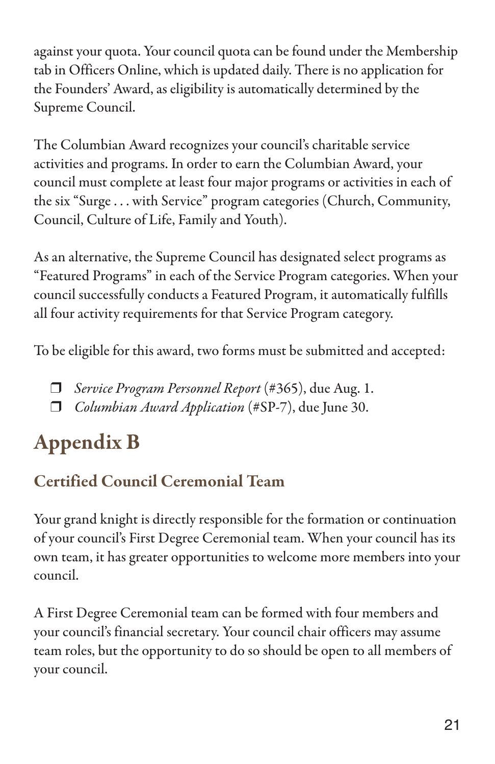against your quota. Your council quota can be found under the Membership tab in Officers Online, which is updated daily. There is no application for the Founders' Award, as eligibility is automatically determined by the Supreme Council.

The Columbian Award recognizes your council's charitable service activities and programs. In order to earn the Columbian Award, your council must complete at least four major programs or activities in each of the six "Surge . . . with Service" program categories (Church, Community, Council, Culture of Life, Family and Youth).

As an alternative, the Supreme Council has designated select programs as "Featured Programs" in each of the Service Program categories. When your council successfully conducts a Featured Program, it automatically fulfills all four activity requirements for that Service Program category.

To be eligible for this award, two forms must be submitted and accepted:

- ❒ *Service Program Personnel Report* (#365), due Aug. 1.
- ❒ *Columbian Award Application* (#SP-7), due June 30.

# Appendix B

## Certified Council Ceremonial Team

Your grand knight is directly responsible for the formation or continuation of your council's First Degree Ceremonial team. When your council has its own team, it has greater opportunities to welcome more members into your council.

A First Degree Ceremonial team can be formed with four members and your council's financial secretary. Your council chair officers may assume team roles, but the opportunity to do so should be open to all members of your council.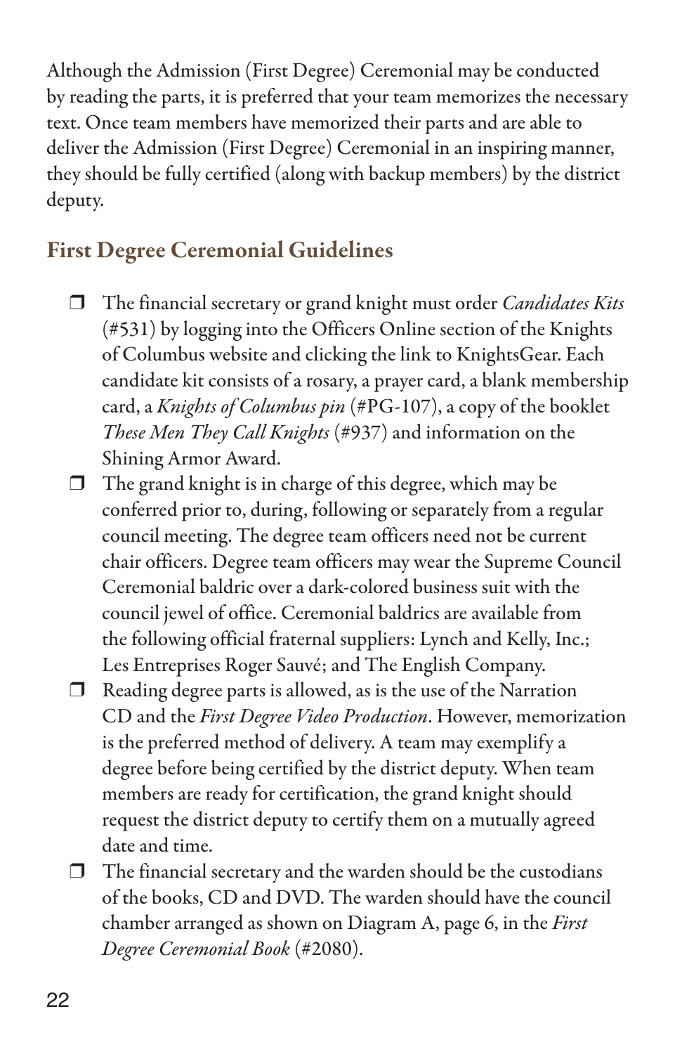Although the Admission (First Degree) Ceremonial may be conducted by reading the parts, it is preferred that your team memorizes the necessary text. Once team members have memorized their parts and are able to deliver the Admission (First Degree) Ceremonial in an inspiring manner, they should be fully certified (along with backup members) by the district deputy.

## First Degree Ceremonial Guidelines

- ❒ The financial secretary or grand knight must order *Candidates Kits* (#531) by logging into the Officers Online section of the Knights of Columbus website and clicking the link to KnightsGear. Each candidate kit consists of a rosary, a prayer card, a blank membership card, a *Knights of Columbus pin* (#PG-107), a copy of the booklet *These Men They Call Knights* (#937) and information on the Shining Armor Award.
- ❒ The grand knight is in charge of this degree, which may be conferred prior to, during, following or separately from a regular council meeting. The degree team officers need not be current chair officers. Degree team officers may wear the Supreme Council Ceremonial baldric over a dark-colored business suit with the council jewel of office. Ceremonial baldrics are available from the following official fraternal suppliers: Lynch and Kelly, Inc.; Les Entreprises Roger Sauvé; and The English Company.
- ❒ Reading degree parts is allowed, as is the use of the Narration CD and the *First Degree Video Production*. However, memorization is the preferred method of delivery. A team may exemplify a degree before being certified by the district deputy. When team members are ready for certification, the grand knight should request the district deputy to certify them on a mutually agreed date and time.
- ❒ The financial secretary and the warden should be the custodians of the books, CD and DVD. The warden should have the council chamber arranged as shown on Diagram A, page 6, in the *First Degree Ceremonial Book* (#2080).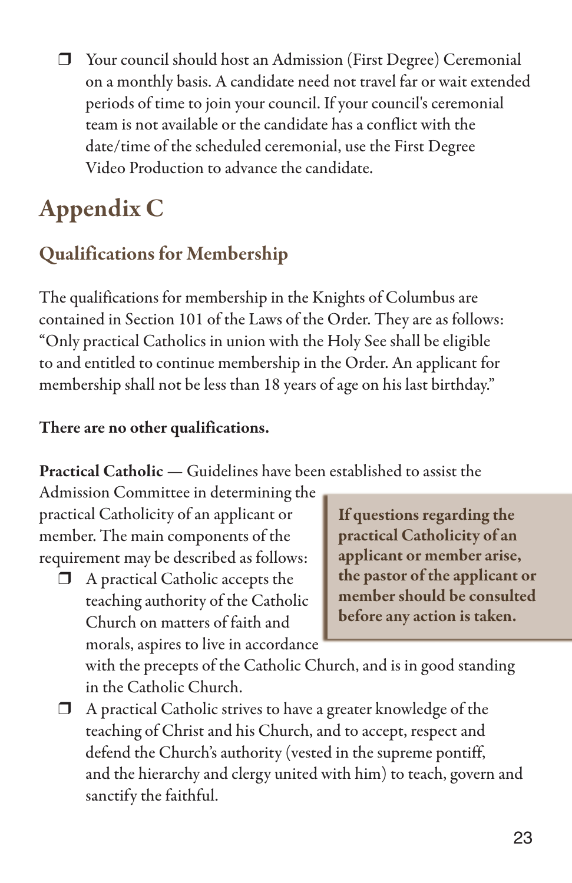- Your council should host an Admission (First Degree) Ceremonial on a monthly basis. A candidate need not travel far or wait extended periods of time to join your council. If your council's ceremonial team is not available or the candidate has a conflict with the date/time of the scheduled ceremonial, use the First Degree Video Production to advance the candidate.

# Appendix C

## Qualifications for Membership

The qualifications for membership in the Knights of Columbus are contained in Section 101 of the Laws of the Order. They are as follows: "Only practical Catholics in union with the Holy See shall be eligible to and entitled to continue membership in the Order. An applicant for membership shall not be less than 18 years of age on his last birthday."

**There are no other qualifications.**

**Practical Catholic** — Guidelines have been established to assist the Admission Committee in determining the practical Catholicity of an applicant or member. The main components of the requirement may be described as follows:

- A practical Catholic accepts the teaching authority of the Catholic Church on matters of faith and morals, aspires to live in accordance with the precepts of the Catholic Church, and is in good standing in the Catholic Church.
- A practical Catholic strives to have a greater knowledge of the teaching of Christ and his Church, and to accept, respect and defend the Church's authority (vested in the supreme pontiff, and the hierarchy and clergy united with him) to teach, govern and sanctify the faithful.

**If questions regarding the practical Catholicity of an applicant or member arise, the pastor of the applicant or member should be consulted before any action is taken.**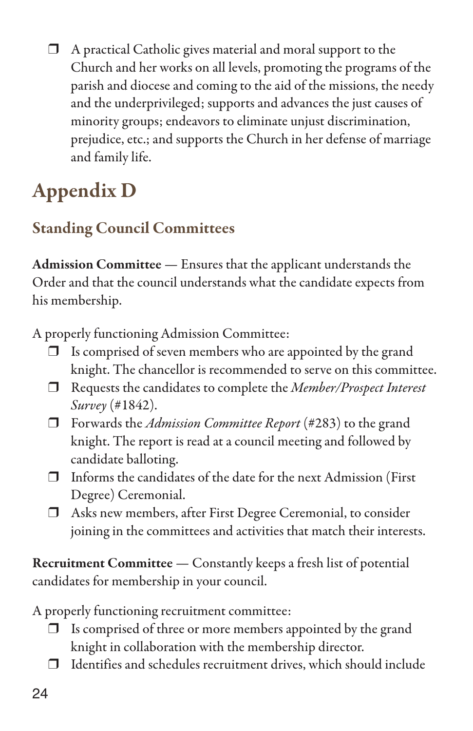- A practical Catholic gives material and moral support to the Church and her works on all levels, promoting the programs of the parish and diocese and coming to the aid of the missions, the needy and the underprivileged; supports and advances the just causes of minority groups; endeavors to eliminate unjust discrimination, prejudice, etc.; and supports the Church in her defense of marriage and family life.

# Appendix D

## Standing Council Committees

**Admission Committee** — Ensures that the applicant understands the Order and that the council understands what the candidate expects from his membership.

A properly functioning Admission Committee:

- Is comprised of seven members who are appointed by the grand knight. The chancellor is recommended to serve on this committee.
- Requests the candidates to complete the *Member/Prospect Interest Survey* (#1842).
- Forwards the *Admission Committee Report* (#283) to the grand knight. The report is read at a council meeting and followed by candidate balloting.
- Informs the candidates of the date for the next Admission (First Degree) Ceremonial.
- Asks new members, after First Degree Ceremonial, to consider joining in the committees and activities that match their interests.

**Recruitment Committee** — Constantly keeps a fresh list of potential candidates for membership in your council.

A properly functioning recruitment committee:

- Is comprised of three or more members appointed by the grand knight in collaboration with the membership director.
- Identifies and schedules recruitment drives, which should include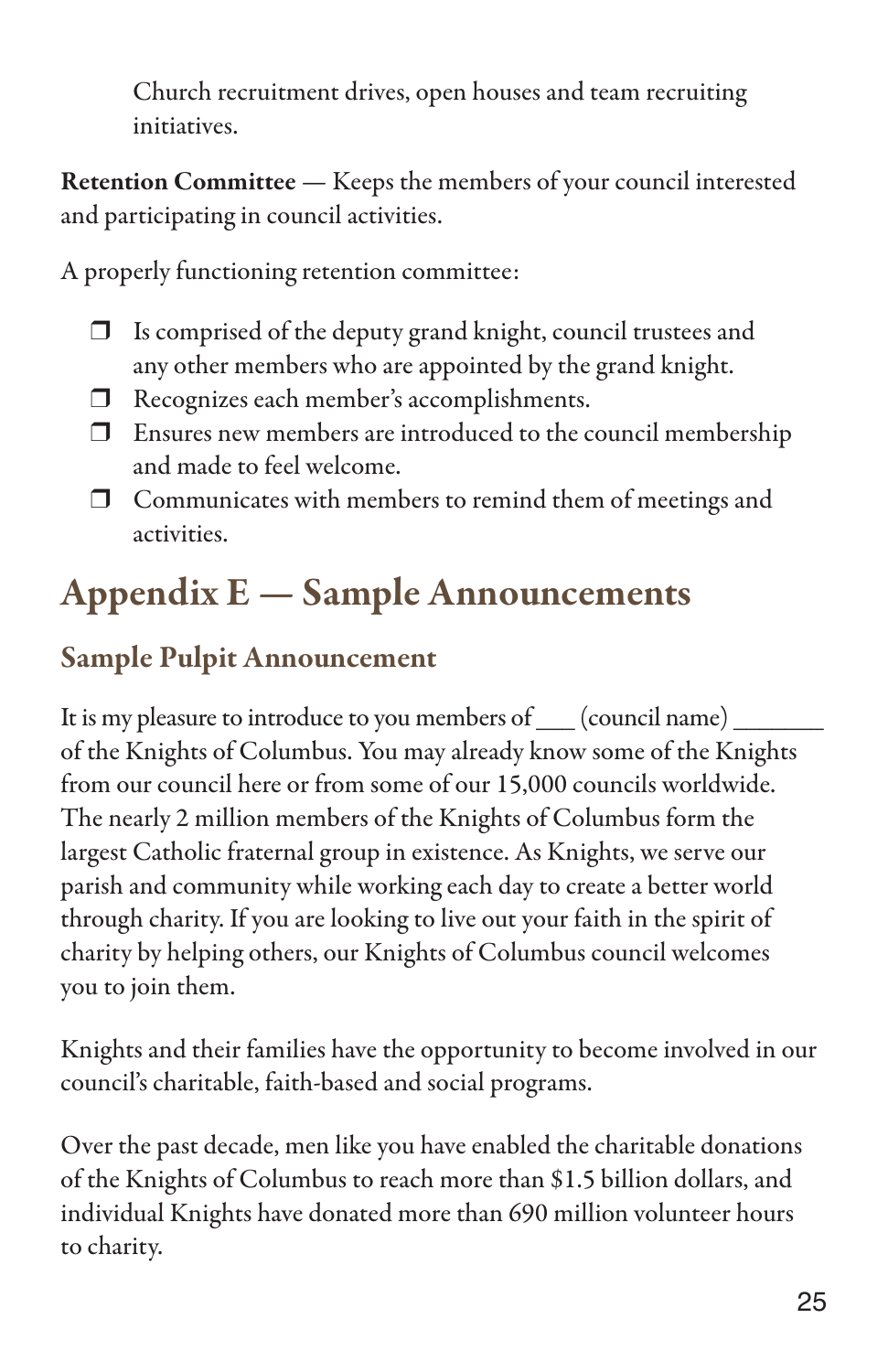Church recruitment drives, open houses and team recruiting initiatives.

**Retention Committee** — Keeps the members of your council interested and participating in council activities.

A properly functioning retention committee:

- ❒ Is comprised of the deputy grand knight, council trustees and any other members who are appointed by the grand knight.
- ❒ Recognizes each member's accomplishments.
- ❒ Ensures new members are introduced to the council membership and made to feel welcome.
- ❒ Communicates with members to remind them of meetings and activities.

# Appendix E — Sample Announcements

## Sample Pulpit Announcement

It is my pleasure to introduce to you members of ___ (council name) _______ of the Knights of Columbus. You may already know some of the Knights from our council here or from some of our 15,000 councils worldwide. The nearly 2 million members of the Knights of Columbus form the largest Catholic fraternal group in existence. As Knights, we serve our parish and community while working each day to create a better world through charity. If you are looking to live out your faith in the spirit of charity by helping others, our Knights of Columbus council welcomes you to join them.

Knights and their families have the opportunity to become involved in our council's charitable, faith-based and social programs.

Over the past decade, men like you have enabled the charitable donations of the Knights of Columbus to reach more than $1.5 billion dollars, and individual Knights have donated more than 690 million volunteer hours to charity.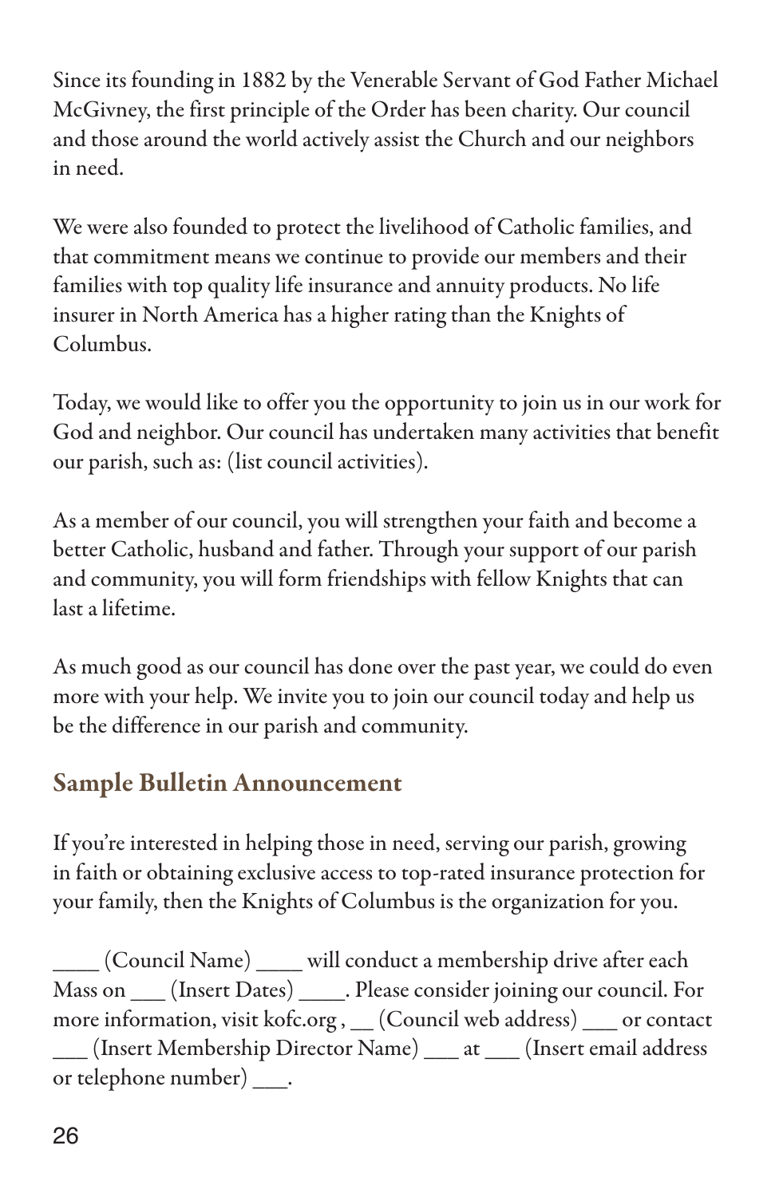Since its founding in 1882 by the Venerable Servant of God Father Michael McGivney, the first principle of the Order has been charity. Our council and those around the world actively assist the Church and our neighbors in need.

We were also founded to protect the livelihood of Catholic families, and that commitment means we continue to provide our members and their families with top quality life insurance and annuity products. No life insurer in North America has a higher rating than the Knights of Columbus.

Today, we would like to offer you the opportunity to join us in our work for God and neighbor. Our council has undertaken many activities that benefit our parish, such as: (list council activities).

As a member of our council, you will strengthen your faith and become a better Catholic, husband and father. Through your support of our parish and community, you will form friendships with fellow Knights that can last a lifetime.

As much good as our council has done over the past year, we could do even more with your help. We invite you to join our council today and help us be the difference in our parish and community.

## Sample Bulletin Announcement

If you're interested in helping those in need, serving our parish, growing in faith or obtaining exclusive access to top-rated insurance protection for your family, then the Knights of Columbus is the organization for you.

____ (Council Name) ____ will conduct a membership drive after each Mass on ___ (Insert Dates) ____. Please consider joining our council. For more information, visit kofc.org , __ (Council web address) ___ or contact ___ (Insert Membership Director Name) ___ at ___ (Insert email address or telephone number) ___.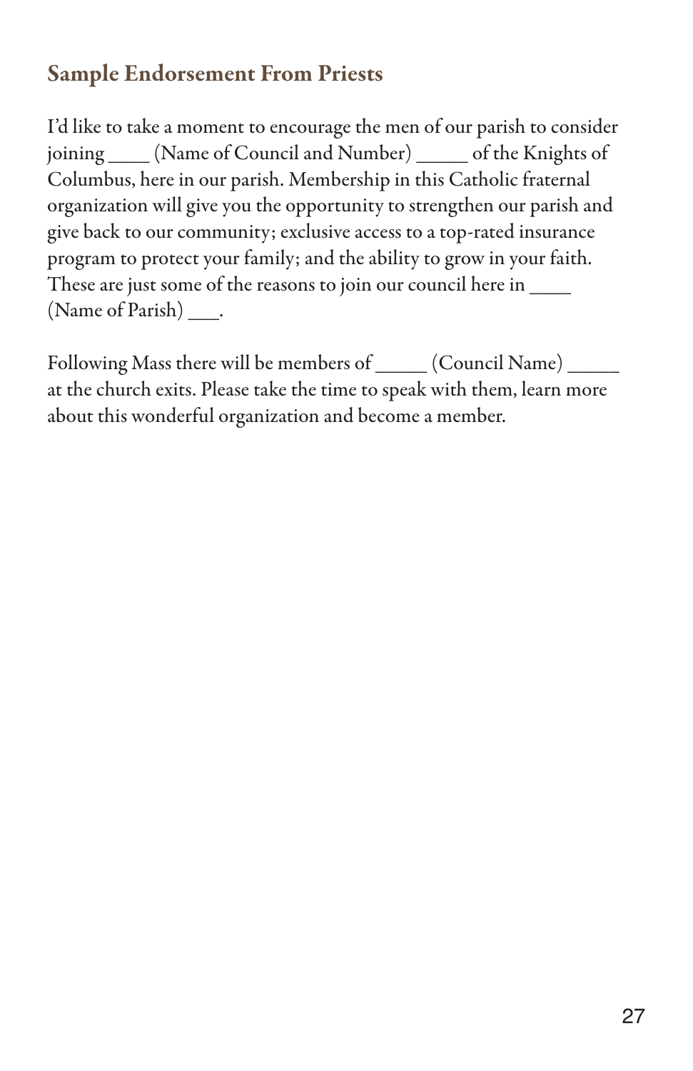## Sample Endorsement From Priests

I'd like to take a moment to encourage the men of our parish to consider joining ____ (Name of Council and Number) _____ of the Knights of Columbus, here in our parish. Membership in this Catholic fraternal organization will give you the opportunity to strengthen our parish and give back to our community; exclusive access to a top-rated insurance program to protect your family; and the ability to grow in your faith. These are just some of the reasons to join our council here in ____ (Name of Parish) ___.

Following Mass there will be members of _____ (Council Name) _____ at the church exits. Please take the time to speak with them, learn more about this wonderful organization and become a member.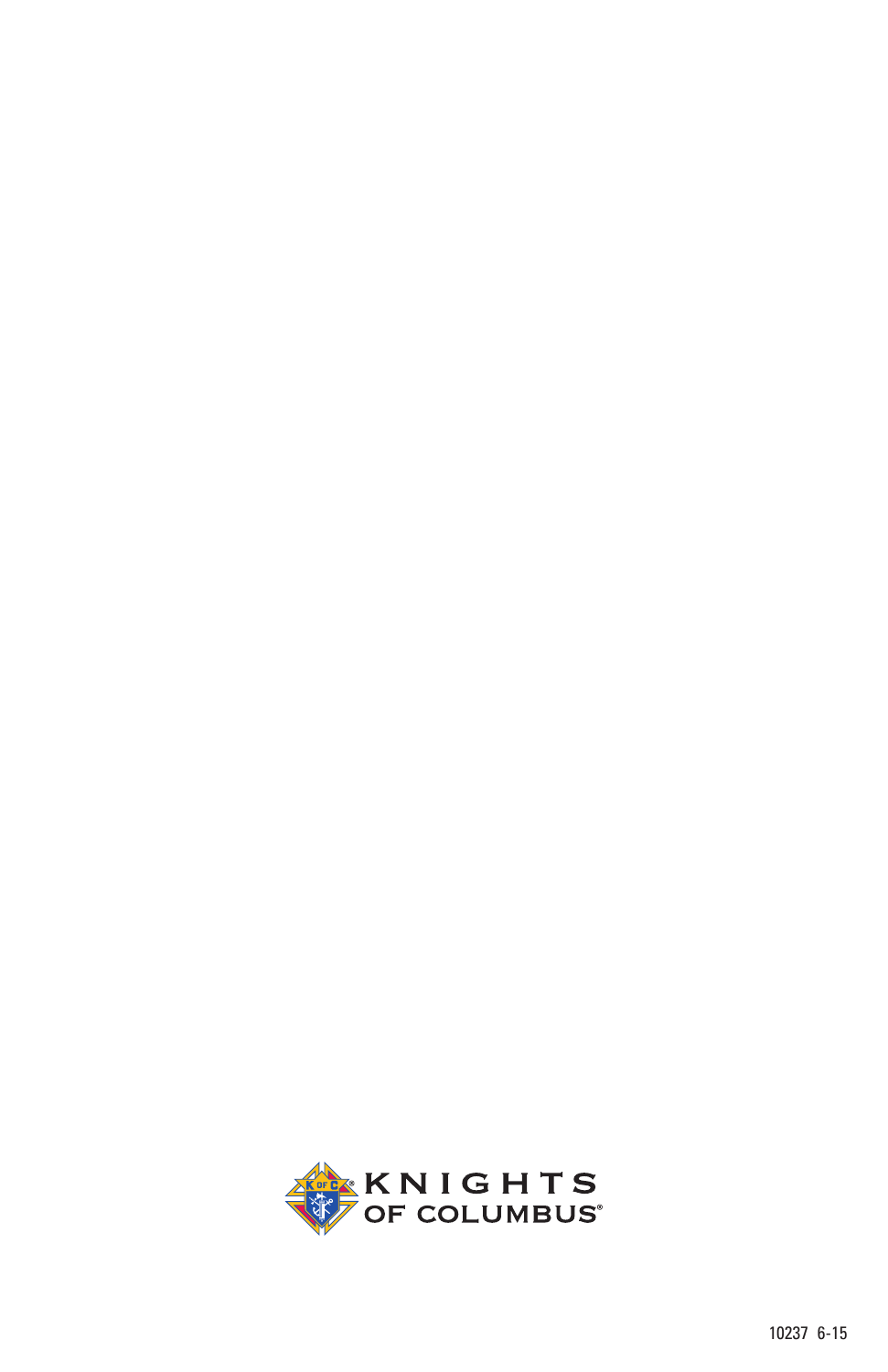KNIGHTS OF COLUMBUS®

10237 6-15